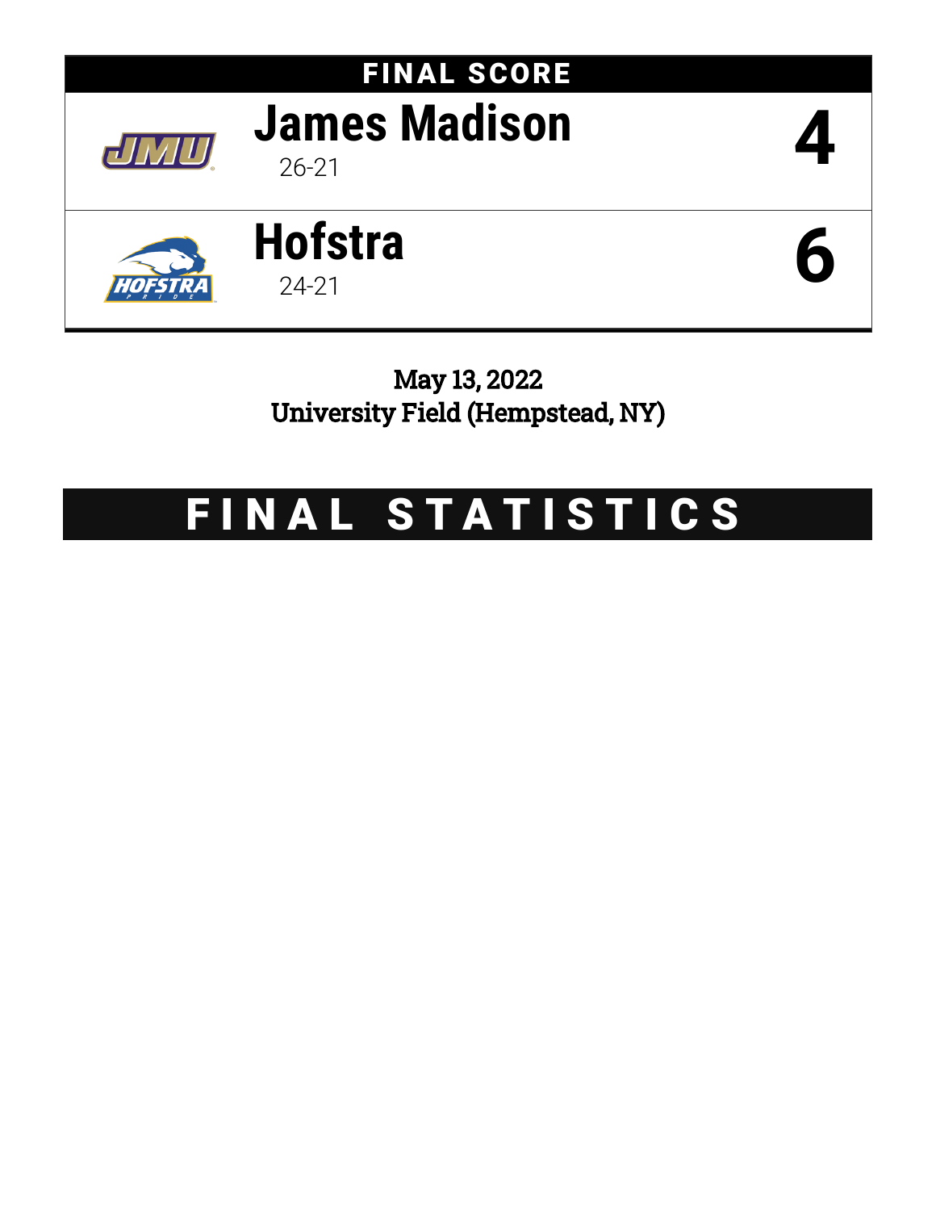## FINAL SCORE

| Team | Record | Score |
|---|---|---|
| **James Madison** | 26-21 | **4** |
| **Hofstra** | 24-21 | **6** |

May 13, 2022
University Field (Hempstead, NY)

# FINAL STATISTICS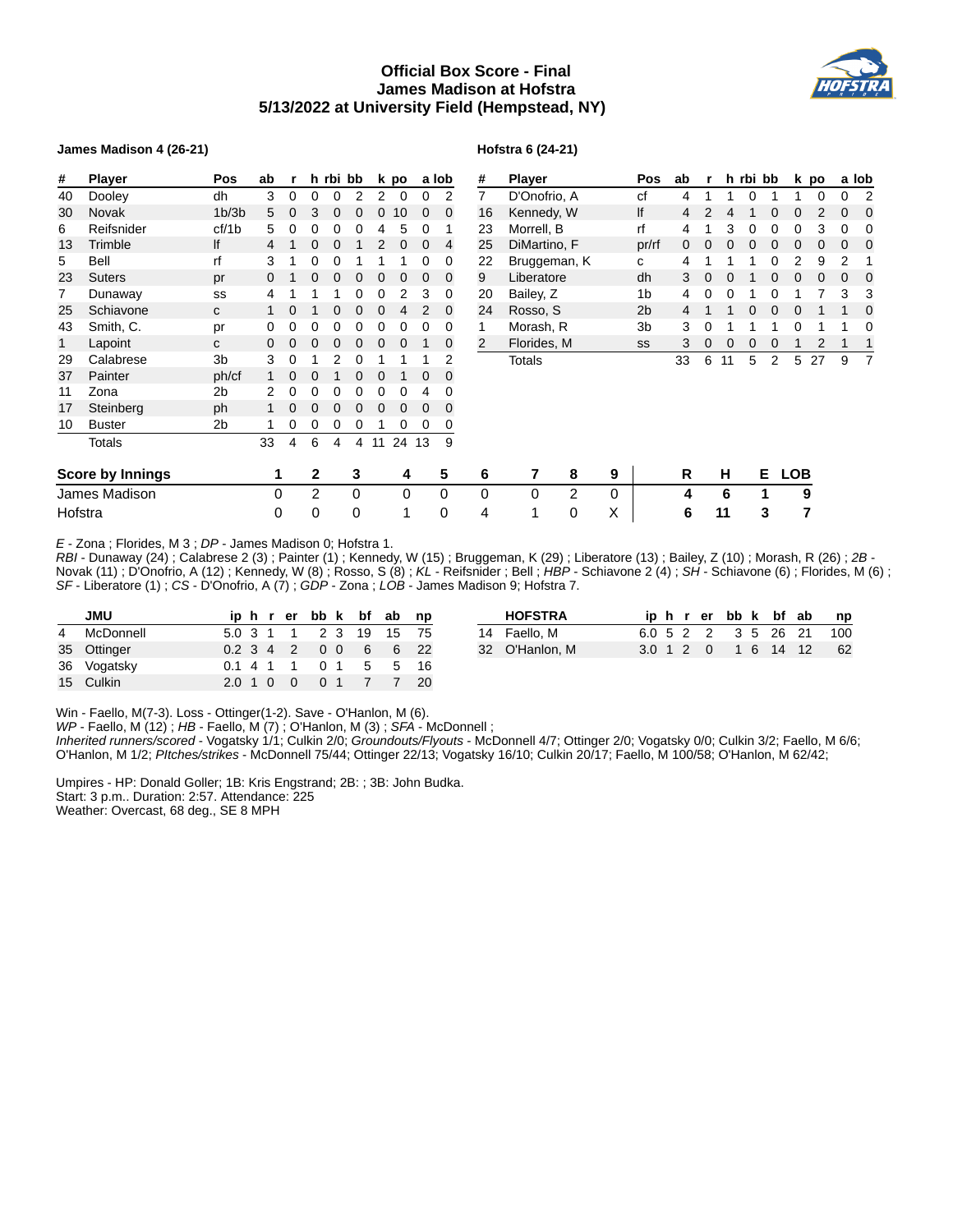# Official Box Score - Final
## James Madison at Hofstra
## 5/13/2022 at University Field (Hempstead, NY)

**James Madison 4 (26-21)**

| # | Player | Pos | ab | r | h | rbi | bb | k | po | a | lob |
|---|---|---|---|---|---|---|---|---|---|---|---|
| 40 | Dooley | dh | 3 | 0 | 0 | 0 | 2 | 2 | 0 | 0 | 2 |
| 30 | Novak | 1b/3b | 5 | 0 | 3 | 0 | 0 | 0 | 10 | 0 | 0 |
| 6 | Reifsnider | cf/1b | 5 | 0 | 0 | 0 | 0 | 4 | 5 | 0 | 1 |
| 13 | Trimble | lf | 4 | 1 | 0 | 0 | 1 | 2 | 0 | 0 | 4 |
| 5 | Bell | rf | 3 | 1 | 0 | 0 | 1 | 1 | 1 | 0 | 0 |
| 23 | Suters | pr | 0 | 1 | 0 | 0 | 0 | 0 | 0 | 0 | 0 |
| 7 | Dunaway | ss | 4 | 1 | 1 | 1 | 0 | 0 | 2 | 3 | 0 |
| 25 | Schiavone | c | 1 | 0 | 1 | 0 | 0 | 0 | 4 | 2 | 0 |
| 43 | Smith, C. | pr | 0 | 0 | 0 | 0 | 0 | 0 | 0 | 0 | 0 |
| 1 | Lapoint | c | 0 | 0 | 0 | 0 | 0 | 0 | 0 | 1 | 0 |
| 29 | Calabrese | 3b | 3 | 0 | 1 | 2 | 0 | 1 | 1 | 1 | 2 |
| 37 | Painter | ph/cf | 1 | 0 | 0 | 1 | 0 | 0 | 1 | 0 | 0 |
| 11 | Zona | 2b | 2 | 0 | 0 | 0 | 0 | 0 | 0 | 4 | 0 |
| 17 | Steinberg | ph | 1 | 0 | 0 | 0 | 0 | 0 | 0 | 0 | 0 |
| 10 | Buster | 2b | 1 | 0 | 0 | 0 | 0 | 1 | 0 | 0 | 0 |
| | Totals | | 33 | 4 | 6 | 4 | 4 | 11 | 24 | 13 | 9 |

**Hofstra 6 (24-21)**

| # | Player | Pos | ab | r | h | rbi | bb | k | po | a | lob |
|---|---|---|---|---|---|---|---|---|---|---|---|
| 7 | D'Onofrio, A | cf | 4 | 1 | 1 | 0 | 1 | 1 | 0 | 0 | 2 |
| 16 | Kennedy, W | lf | 4 | 2 | 4 | 1 | 0 | 0 | 2 | 0 | 0 |
| 23 | Morrell, B | rf | 4 | 1 | 3 | 0 | 0 | 0 | 3 | 0 | 0 |
| 25 | DiMartino, F | pr/rf | 0 | 0 | 0 | 0 | 0 | 0 | 0 | 0 | 0 |
| 22 | Bruggeman, K | c | 4 | 1 | 1 | 1 | 0 | 2 | 9 | 2 | 1 |
| 9 | Liberatore | dh | 3 | 0 | 0 | 1 | 0 | 0 | 0 | 0 | 0 |
| 20 | Bailey, Z | 1b | 4 | 0 | 0 | 1 | 0 | 1 | 7 | 3 | 3 |
| 24 | Rosso, S | 2b | 4 | 1 | 1 | 0 | 0 | 0 | 1 | 1 | 0 |
| 1 | Morash, R | 3b | 3 | 0 | 1 | 1 | 1 | 0 | 1 | 1 | 0 |
| 2 | Florides, M | ss | 3 | 0 | 0 | 0 | 0 | 1 | 2 | 1 | 1 |
| | Totals | | 33 | 6 | 11 | 5 | 2 | 5 | 27 | 9 | 7 |

| Score by Innings | 1 | 2 | 3 | 4 | 5 | 6 | 7 | 8 | 9 | R | H | E | LOB |
|---|---|---|---|---|---|---|---|---|---|---|---|---|---|
| James Madison | 0 | 2 | 0 | 0 | 0 | 0 | 0 | 2 | 0 | 4 | 6 | 1 | 9 |
| Hofstra | 0 | 0 | 0 | 1 | 0 | 4 | 1 | 0 | X | 6 | 11 | 3 | 7 |

*E* - Zona ; Florides, M 3 ; *DP* - James Madison 0; Hofstra 1.
*RBI* - Dunaway (24) ; Calabrese 2 (3) ; Painter (1) ; Kennedy, W (15) ; Bruggeman, K (29) ; Liberatore (13) ; Bailey, Z (10) ; Morash, R (26) ; *2B* - Novak (11) ; D'Onofrio, A (12) ; Kennedy, W (8) ; Rosso, S (8) ; *KL* - Reifsnider ; Bell ; *HBP* - Schiavone 2 (4) ; *SH* - Schiavone (6) ; Florides, M (6) ; *SF* - Liberatore (1) ; *CS* - D'Onofrio, A (7) ; *GDP* - Zona ; *LOB* - James Madison 9; Hofstra 7.

| | JMU | ip | h | r | er | bb | k | bf | ab | np |
|---|---|---|---|---|---|---|---|---|---|---|
| 4 | McDonnell | 5.0 | 3 | 1 | 1 | 2 | 3 | 19 | 15 | 75 |
| 35 | Ottinger | 0.2 | 3 | 4 | 2 | 0 | 0 | 6 | 6 | 22 |
| 36 | Vogatsky | 0.1 | 4 | 1 | 1 | 0 | 1 | 5 | 5 | 16 |
| 15 | Culkin | 2.0 | 1 | 0 | 0 | 0 | 1 | 7 | 7 | 20 |

| | HOFSTRA | ip | h | r | er | bb | k | bf | ab | np |
|---|---|---|---|---|---|---|---|---|---|---|
| 14 | Faello, M | 6.0 | 5 | 2 | 2 | 3 | 5 | 26 | 21 | 100 |
| 32 | O'Hanlon, M | 3.0 | 1 | 2 | 0 | 1 | 6 | 14 | 12 | 62 |

Win - Faello, M(7-3). Loss - Ottinger(1-2). Save - O'Hanlon, M (6).
*WP* - Faello, M (12) ; *HB* - Faello, M (7) ; O'Hanlon, M (3) ; *SFA* - McDonnell ;
*Inherited runners/scored* - Vogatsky 1/1; Culkin 2/0; *Groundouts/Flyouts* - McDonnell 4/7; Ottinger 2/0; Vogatsky 0/0; Culkin 3/2; Faello, M 6/6; O'Hanlon, M 1/2; *Pitches/strikes* - McDonnell 75/44; Ottinger 22/13; Vogatsky 16/10; Culkin 20/17; Faello, M 100/58; O'Hanlon, M 62/42;

Umpires - HP: Donald Goller; 1B: Kris Engstrand; 2B: ; 3B: John Budka.
Start: 3 p.m.. Duration: 2:57. Attendance: 225
Weather: Overcast, 68 deg., SE 8 MPH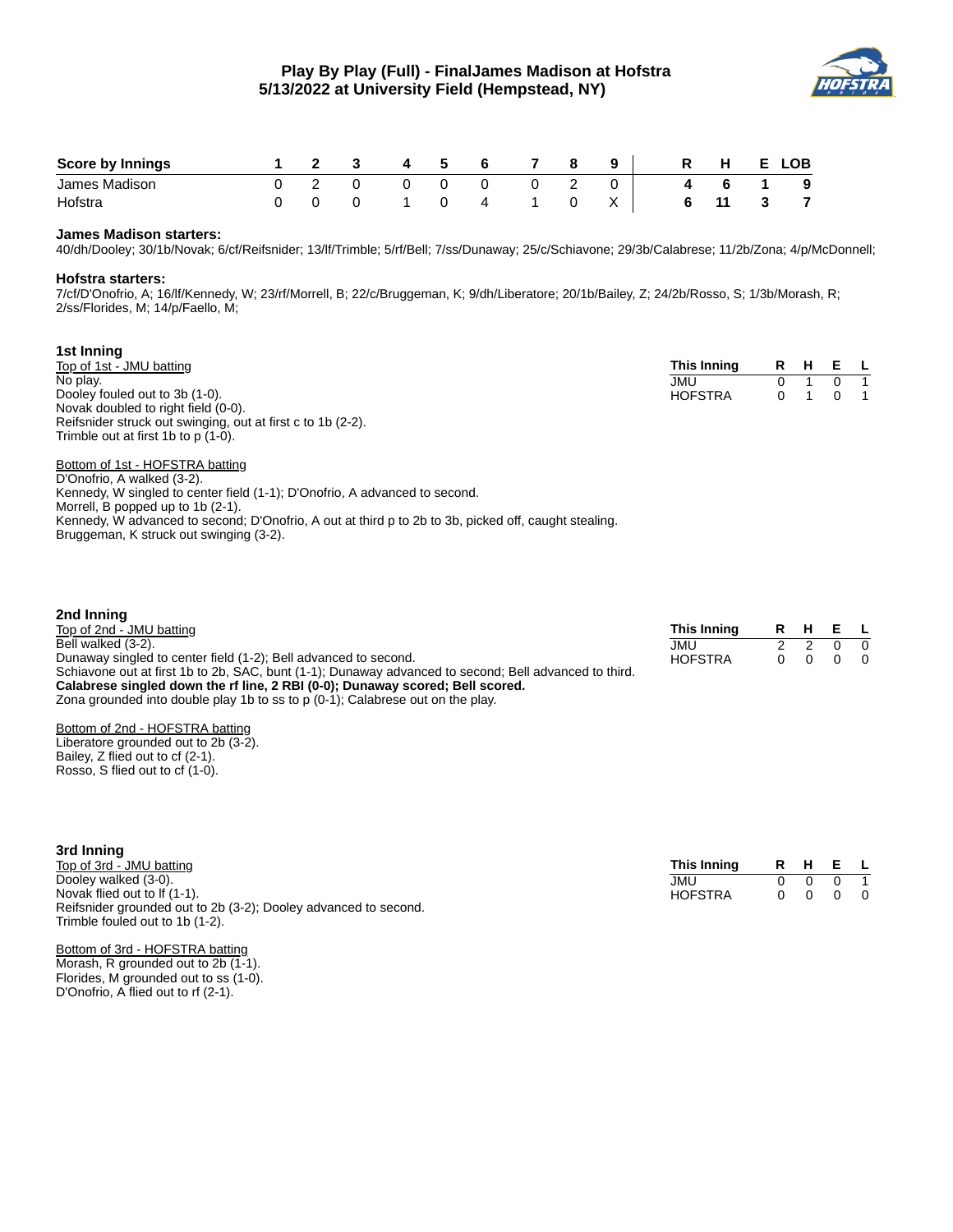# Play By Play (Full) - FinalJames Madison at Hofstra
## 5/13/2022 at University Field (Hempstead, NY)

| Score by Innings | 1 | 2 | 3 | 4 | 5 | 6 | 7 | 8 | 9 | R | H | E | LOB |
|---|---|---|---|---|---|---|---|---|---|---|---|---|---|
| James Madison | 0 | 2 | 0 | 0 | 0 | 0 | 0 | 2 | 0 | 4 | 6 | 1 | 9 |
| Hofstra | 0 | 0 | 0 | 1 | 0 | 4 | 1 | 0 | X | 6 | 11 | 3 | 7 |

**James Madison starters:**
40/dh/Dooley; 30/1b/Novak; 6/cf/Reifsnider; 13/lf/Trimble; 5/rf/Bell; 7/ss/Dunaway; 25/c/Schiavone; 29/3b/Calabrese; 11/2b/Zona; 4/p/McDonnell;

**Hofstra starters:**
7/cf/D'Onofrio, A; 16/lf/Kennedy, W; 23/rf/Morrell, B; 22/c/Bruggeman, K; 9/dh/Liberatore; 20/1b/Bailey, Z; 24/2b/Rosso, S; 1/3b/Morash, R; 2/ss/Florides, M; 14/p/Faello, M;

### 1st Inning

Top of 1st - JMU batting
No play.
Dooley fouled out to 3b (1-0).
Novak doubled to right field (0-0).
Reifsnider struck out swinging, out at first c to 1b (2-2).
Trimble out at first 1b to p (1-0).

Bottom of 1st - HOFSTRA batting
D'Onofrio, A walked (3-2).
Kennedy, W singled to center field (1-1); D'Onofrio, A advanced to second.
Morrell, B popped up to 1b (2-1).
Kennedy, W advanced to second; D'Onofrio, A out at third p to 2b to 3b, picked off, caught stealing.
Bruggeman, K struck out swinging (3-2).

| This Inning | R | H | E | L |
|---|---|---|---|---|
| JMU | 0 | 1 | 0 | 1 |
| HOFSTRA | 0 | 1 | 0 | 1 |

### 2nd Inning

Top of 2nd - JMU batting
Bell walked (3-2).
Dunaway singled to center field (1-2); Bell advanced to second.
Schiavone out at first 1b to 2b, SAC, bunt (1-1); Dunaway advanced to second; Bell advanced to third.
**Calabrese singled down the rf line, 2 RBI (0-0); Dunaway scored; Bell scored.**
Zona grounded into double play 1b to ss to p (0-1); Calabrese out on the play.

Bottom of 2nd - HOFSTRA batting
Liberatore grounded out to 2b (3-2).
Bailey, Z flied out to cf (2-1).
Rosso, S flied out to cf (1-0).

| This Inning | R | H | E | L |
|---|---|---|---|---|
| JMU | 2 | 2 | 0 | 0 |
| HOFSTRA | 0 | 0 | 0 | 0 |

### 3rd Inning

Top of 3rd - JMU batting
Dooley walked (3-0).
Novak flied out to lf (1-1).
Reifsnider grounded out to 2b (3-2); Dooley advanced to second.
Trimble fouled out to 1b (1-2).

Bottom of 3rd - HOFSTRA batting
Morash, R grounded out to 2b (1-1).
Florides, M grounded out to ss (1-0).
D'Onofrio, A flied out to rf (2-1).

| This Inning | R | H | E | L |
|---|---|---|---|---|
| JMU | 0 | 0 | 0 | 1 |
| HOFSTRA | 0 | 0 | 0 | 0 |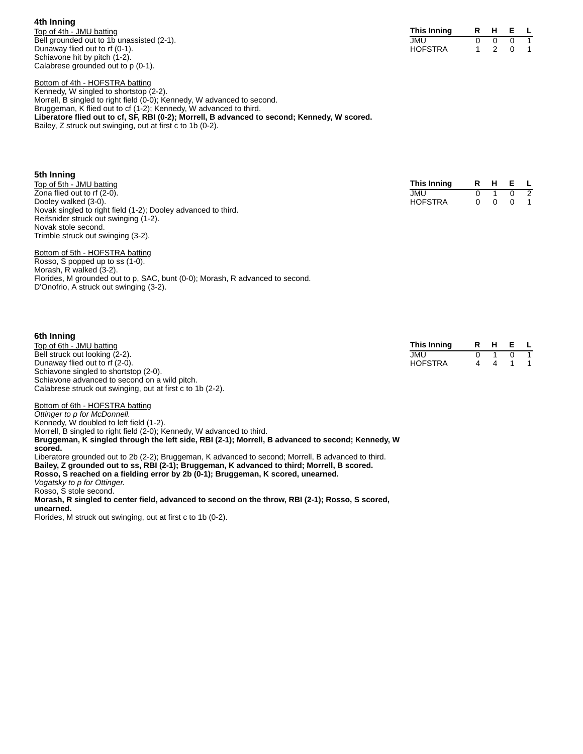## 4th Inning

Top of 4th - JMU batting

Bell grounded out to 1b unassisted (2-1).
Dunaway flied out to rf (0-1).
Schiavone hit by pitch (1-2).
Calabrese grounded out to p (0-1).

| This Inning | R | H | E | L |
|---|---|---|---|---|
| JMU | 0 | 0 | 0 | 1 |
| HOFSTRA | 1 | 2 | 0 | 1 |

Bottom of 4th - HOFSTRA batting

Kennedy, W singled to shortstop (2-2).
Morrell, B singled to right field (0-0); Kennedy, W advanced to second.
Bruggeman, K flied out to cf (1-2); Kennedy, W advanced to third.
**Liberatore flied out to cf, SF, RBI (0-2); Morrell, B advanced to second; Kennedy, W scored.**
Bailey, Z struck out swinging, out at first c to 1b (0-2).

## 5th Inning

Top of 5th - JMU batting

Zona flied out to rf (2-0).
Dooley walked (3-0).
Novak singled to right field (1-2); Dooley advanced to third.
Reifsnider struck out swinging (1-2).
Novak stole second.
Trimble struck out swinging (3-2).

| This Inning | R | H | E | L |
|---|---|---|---|---|
| JMU | 0 | 1 | 0 | 2 |
| HOFSTRA | 0 | 0 | 0 | 1 |

Bottom of 5th - HOFSTRA batting

Rosso, S popped up to ss (1-0).
Morash, R walked (3-2).
Florides, M grounded out to p, SAC, bunt (0-0); Morash, R advanced to second.
D'Onofrio, A struck out swinging (3-2).

## 6th Inning

Top of 6th - JMU batting

Bell struck out looking (2-2).
Dunaway flied out to rf (2-0).
Schiavone singled to shortstop (2-0).
Schiavone advanced to second on a wild pitch.
Calabrese struck out swinging, out at first c to 1b (2-2).

| This Inning | R | H | E | L |
|---|---|---|---|---|
| JMU | 0 | 1 | 0 | 1 |
| HOFSTRA | 4 | 4 | 1 | 1 |

Bottom of 6th - HOFSTRA batting

*Ottinger to p for McDonnell.*
Kennedy, W doubled to left field (1-2).
Morrell, B singled to right field (2-0); Kennedy, W advanced to third.
**Bruggeman, K singled through the left side, RBI (2-1); Morrell, B advanced to second; Kennedy, W scored.**
Liberatore grounded out to 2b (2-2); Bruggeman, K advanced to second; Morrell, B advanced to third.
**Bailey, Z grounded out to ss, RBI (2-1); Bruggeman, K advanced to third; Morrell, B scored.**
**Rosso, S reached on a fielding error by 2b (0-1); Bruggeman, K scored, unearned.**
*Vogatsky to p for Ottinger.*
Rosso, S stole second.
**Morash, R singled to center field, advanced to second on the throw, RBI (2-1); Rosso, S scored, unearned.**
Florides, M struck out swinging, out at first c to 1b (0-2).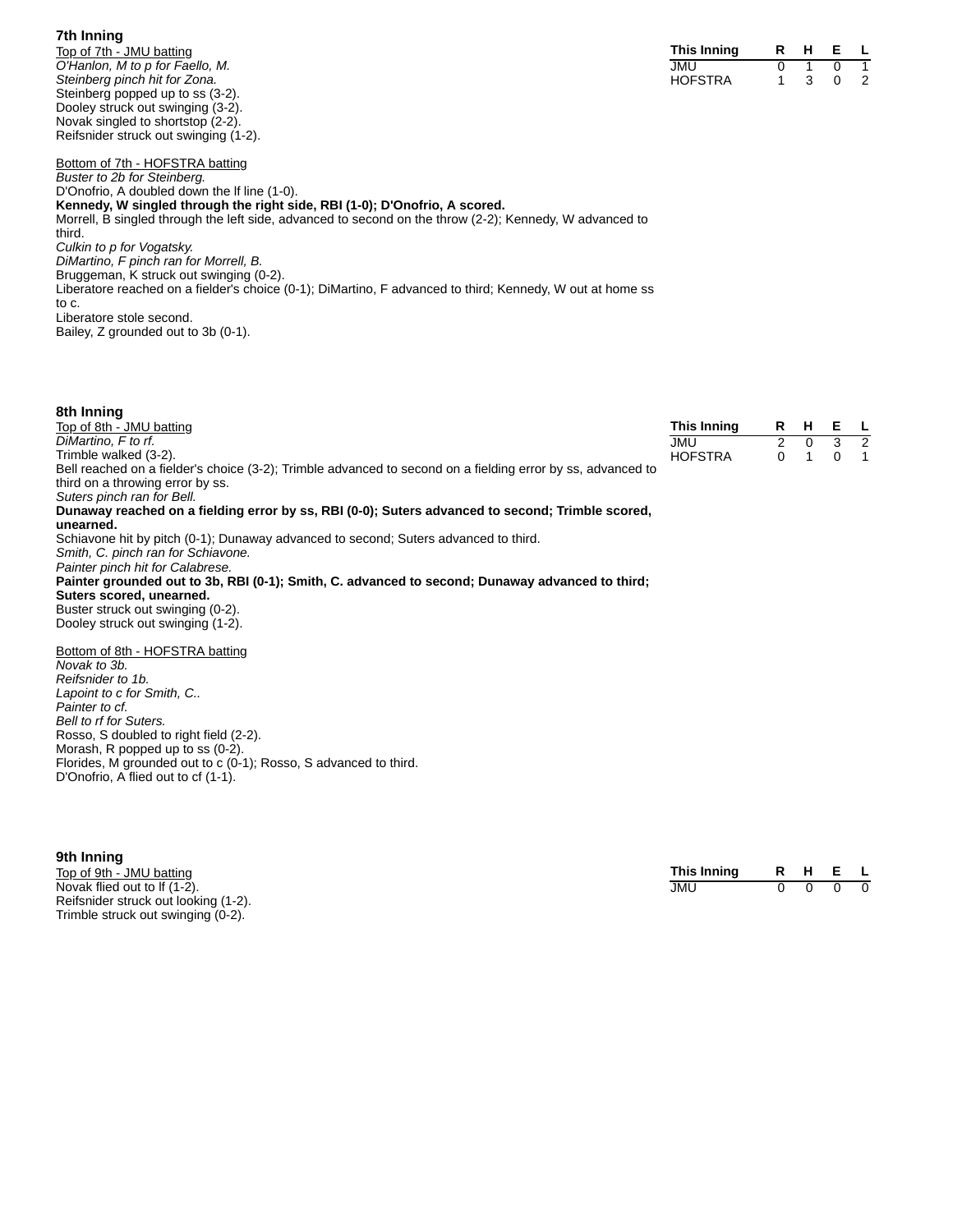## 7th Inning

| This Inning | R | H | E | L |
|---|---|---|---|---|
| JMU | 0 | 1 | 0 | 1 |
| HOFSTRA | 1 | 3 | 0 | 2 |

Top of 7th - JMU batting

*O'Hanlon, M to p for Faello, M.*
*Steinberg pinch hit for Zona.*
Steinberg popped up to ss (3-2).
Dooley struck out swinging (3-2).
Novak singled to shortstop (2-2).
Reifsnider struck out swinging (1-2).

Bottom of 7th - HOFSTRA batting

*Buster to 2b for Steinberg.*
D'Onofrio, A doubled down the lf line (1-0).
**Kennedy, W singled through the right side, RBI (1-0); D'Onofrio, A scored.**
Morrell, B singled through the left side, advanced to second on the throw (2-2); Kennedy, W advanced to third.
*Culkin to p for Vogatsky.*
*DiMartino, F pinch ran for Morrell, B.*
Bruggeman, K struck out swinging (0-2).
Liberatore reached on a fielder's choice (0-1); DiMartino, F advanced to third; Kennedy, W out at home ss to c.
Liberatore stole second.
Bailey, Z grounded out to 3b (0-1).

## 8th Inning

| This Inning | R | H | E | L |
|---|---|---|---|---|
| JMU | 2 | 0 | 3 | 2 |
| HOFSTRA | 0 | 1 | 0 | 1 |

Top of 8th - JMU batting

*DiMartino, F to rf.*
Trimble walked (3-2).
Bell reached on a fielder's choice (3-2); Trimble advanced to second on a fielding error by ss, advanced to third on a throwing error by ss.
*Suters pinch ran for Bell.*
**Dunaway reached on a fielding error by ss, RBI (0-0); Suters advanced to second; Trimble scored, unearned.**
Schiavone hit by pitch (0-1); Dunaway advanced to second; Suters advanced to third.
*Smith, C. pinch ran for Schiavone.*
*Painter pinch hit for Calabrese.*
**Painter grounded out to 3b, RBI (0-1); Smith, C. advanced to second; Dunaway advanced to third; Suters scored, unearned.**
Buster struck out swinging (0-2).
Dooley struck out swinging (1-2).

Bottom of 8th - HOFSTRA batting

*Novak to 3b.*
*Reifsnider to 1b.*
*Lapoint to c for Smith, C..*
*Painter to cf.*
*Bell to rf for Suters.*
Rosso, S doubled to right field (2-2).
Morash, R popped up to ss (0-2).
Florides, M grounded out to c (0-1); Rosso, S advanced to third.
D'Onofrio, A flied out to cf (1-1).

## 9th Inning

| This Inning | R | H | E | L |
|---|---|---|---|---|
| JMU | 0 | 0 | 0 | 0 |

Top of 9th - JMU batting

Novak flied out to lf (1-2).
Reifsnider struck out looking (1-2).
Trimble struck out swinging (0-2).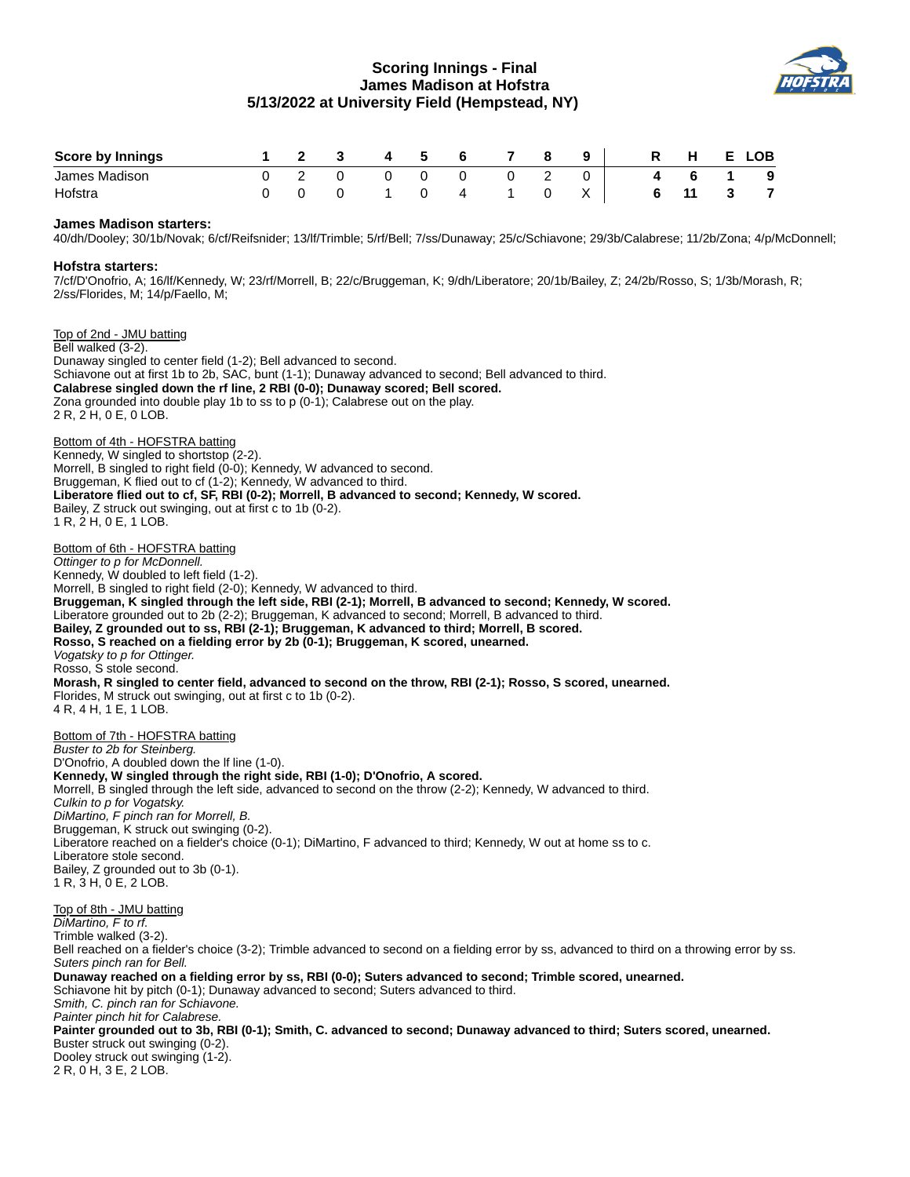# Scoring Innings - Final
## James Madison at Hofstra
## 5/13/2022 at University Field (Hempstead, NY)

| Score by Innings | 1 | 2 | 3 | 4 | 5 | 6 | 7 | 8 | 9 | R | H | E | LOB |
|---|---|---|---|---|---|---|---|---|---|---|---|---|---|
| James Madison | 0 | 2 | 0 | 0 | 0 | 0 | 0 | 2 | 0 | 4 | 6 | 1 | 9 |
| Hofstra | 0 | 0 | 0 | 1 | 0 | 4 | 1 | 0 | X | 6 | 11 | 3 | 7 |

**James Madison starters:**
40/dh/Dooley; 30/1b/Novak; 6/cf/Reifsnider; 13/lf/Trimble; 5/rf/Bell; 7/ss/Dunaway; 25/c/Schiavone; 29/3b/Calabrese; 11/2b/Zona; 4/p/McDonnell;

**Hofstra starters:**
7/cf/D'Onofrio, A; 16/lf/Kennedy, W; 23/rf/Morrell, B; 22/c/Bruggeman, K; 9/dh/Liberatore; 20/1b/Bailey, Z; 24/2b/Rosso, S; 1/3b/Morash, R; 2/ss/Florides, M; 14/p/Faello, M;

Top of 2nd - JMU batting
Bell walked (3-2).
Dunaway singled to center field (1-2); Bell advanced to second.
Schiavone out at first 1b to 2b, SAC, bunt (1-1); Dunaway advanced to second; Bell advanced to third.
**Calabrese singled down the rf line, 2 RBI (0-0); Dunaway scored; Bell scored.**
Zona grounded into double play 1b to ss to p (0-1); Calabrese out on the play.
2 R, 2 H, 0 E, 0 LOB.

Bottom of 4th - HOFSTRA batting
Kennedy, W singled to shortstop (2-2).
Morrell, B singled to right field (0-0); Kennedy, W advanced to second.
Bruggeman, K flied out to cf (1-2); Kennedy, W advanced to third.
**Liberatore flied out to cf, SF, RBI (0-2); Morrell, B advanced to second; Kennedy, W scored.**
Bailey, Z struck out swinging, out at first c to 1b (0-2).
1 R, 2 H, 0 E, 1 LOB.

Bottom of 6th - HOFSTRA batting
*Ottinger to p for McDonnell.*
Kennedy, W doubled to left field (1-2).
Morrell, B singled to right field (2-0); Kennedy, W advanced to third.
**Bruggeman, K singled through the left side, RBI (2-1); Morrell, B advanced to second; Kennedy, W scored.**
Liberatore grounded out to 2b (2-2); Bruggeman, K advanced to second; Morrell, B advanced to third.
**Bailey, Z grounded out to ss, RBI (2-1); Bruggeman, K advanced to third; Morrell, B scored.**
**Rosso, S reached on a fielding error by 2b (0-1); Bruggeman, K scored, unearned.**
*Vogatsky to p for Ottinger.*
Rosso, S stole second.
**Morash, R singled to center field, advanced to second on the throw, RBI (2-1); Rosso, S scored, unearned.**
Florides, M struck out swinging, out at first c to 1b (0-2).
4 R, 4 H, 1 E, 1 LOB.

Bottom of 7th - HOFSTRA batting
*Buster to 2b for Steinberg.*
D'Onofrio, A doubled down the lf line (1-0).
**Kennedy, W singled through the right side, RBI (1-0); D'Onofrio, A scored.**
Morrell, B singled through the left side, advanced to second on the throw (2-2); Kennedy, W advanced to third.
*Culkin to p for Vogatsky.*
*DiMartino, F pinch ran for Morrell, B.*
Bruggeman, K struck out swinging (0-2).
Liberatore reached on a fielder's choice (0-1); DiMartino, F advanced to third; Kennedy, W out at home ss to c.
Liberatore stole second.
Bailey, Z grounded out to 3b (0-1).
1 R, 3 H, 0 E, 2 LOB.

Top of 8th - JMU batting
*DiMartino, F to rf.*
Trimble walked (3-2).
Bell reached on a fielder's choice (3-2); Trimble advanced to second on a fielding error by ss, advanced to third on a throwing error by ss.
*Suters pinch ran for Bell.*
**Dunaway reached on a fielding error by ss, RBI (0-0); Suters advanced to second; Trimble scored, unearned.**
Schiavone hit by pitch (0-1); Dunaway advanced to second; Suters advanced to third.
*Smith, C. pinch ran for Schiavone.*
*Painter pinch hit for Calabrese.*
**Painter grounded out to 3b, RBI (0-1); Smith, C. advanced to second; Dunaway advanced to third; Suters scored, unearned.**
Buster struck out swinging (0-2).
Dooley struck out swinging (1-2).
2 R, 0 H, 3 E, 2 LOB.